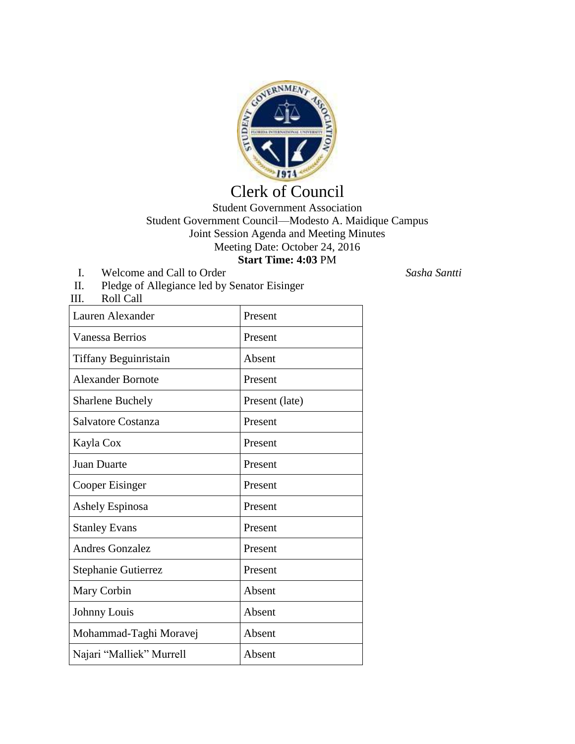# Clerk of Council

Student Government Association
Student Government Council—Modesto A. Maidique Campus
Joint Session Agenda and Meeting Minutes
Meeting Date: October 24, 2016
**Start Time: 4:03** PM

I. Welcome and Call to Order *Sasha Santti*

II. Pledge of Allegiance led by Senator Eisinger

III. Roll Call

| | |
|---|---|
| Lauren Alexander | Present |
| Vanessa Berrios | Present |
| Tiffany Beguinristain | Absent |
| Alexander Bornote | Present |
| Sharlene Buchely | Present (late) |
| Salvatore Costanza | Present |
| Kayla Cox | Present |
| Juan Duarte | Present |
| Cooper Eisinger | Present |
| Ashely Espinosa | Present |
| Stanley Evans | Present |
| Andres Gonzalez | Present |
| Stephanie Gutierrez | Present |
| Mary Corbin | Absent |
| Johnny Louis | Absent |
| Mohammad-Taghi Moravej | Absent |
| Najari "Malliek" Murrell | Absent |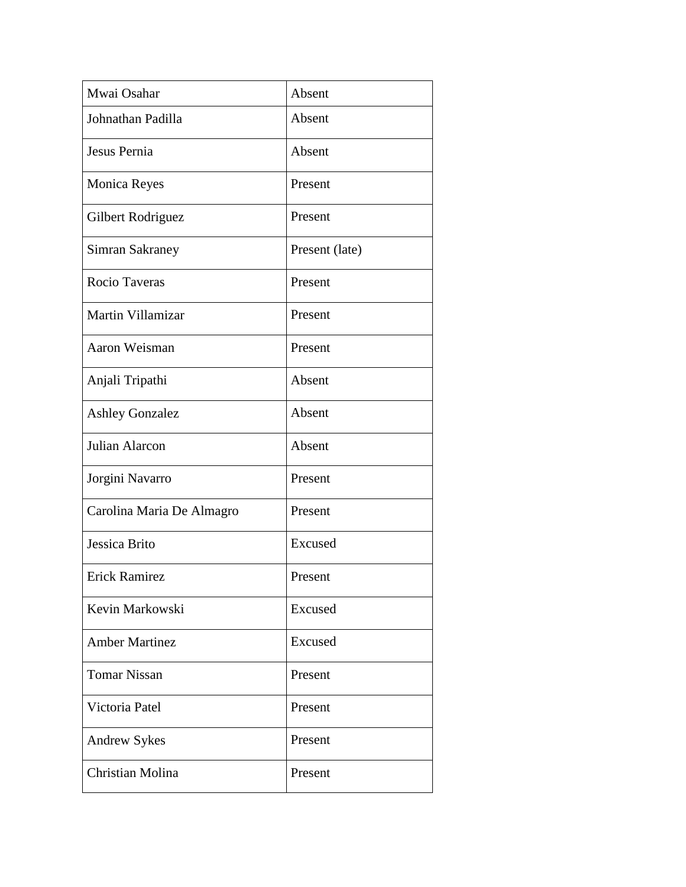| Mwai Osahar | Absent |
|---|---|
| Johnathan Padilla | Absent |
| Jesus Pernia | Absent |
| Monica Reyes | Present |
| Gilbert Rodriguez | Present |
| Simran Sakraney | Present (late) |
| Rocio Taveras | Present |
| Martin Villamizar | Present |
| Aaron Weisman | Present |
| Anjali Tripathi | Absent |
| Ashley Gonzalez | Absent |
| Julian Alarcon | Absent |
| Jorgini Navarro | Present |
| Carolina Maria De Almagro | Present |
| Jessica Brito | Excused |
| Erick Ramirez | Present |
| Kevin Markowski | Excused |
| Amber Martinez | Excused |
| Tomar Nissan | Present |
| Victoria Patel | Present |
| Andrew Sykes | Present |
| Christian Molina | Present |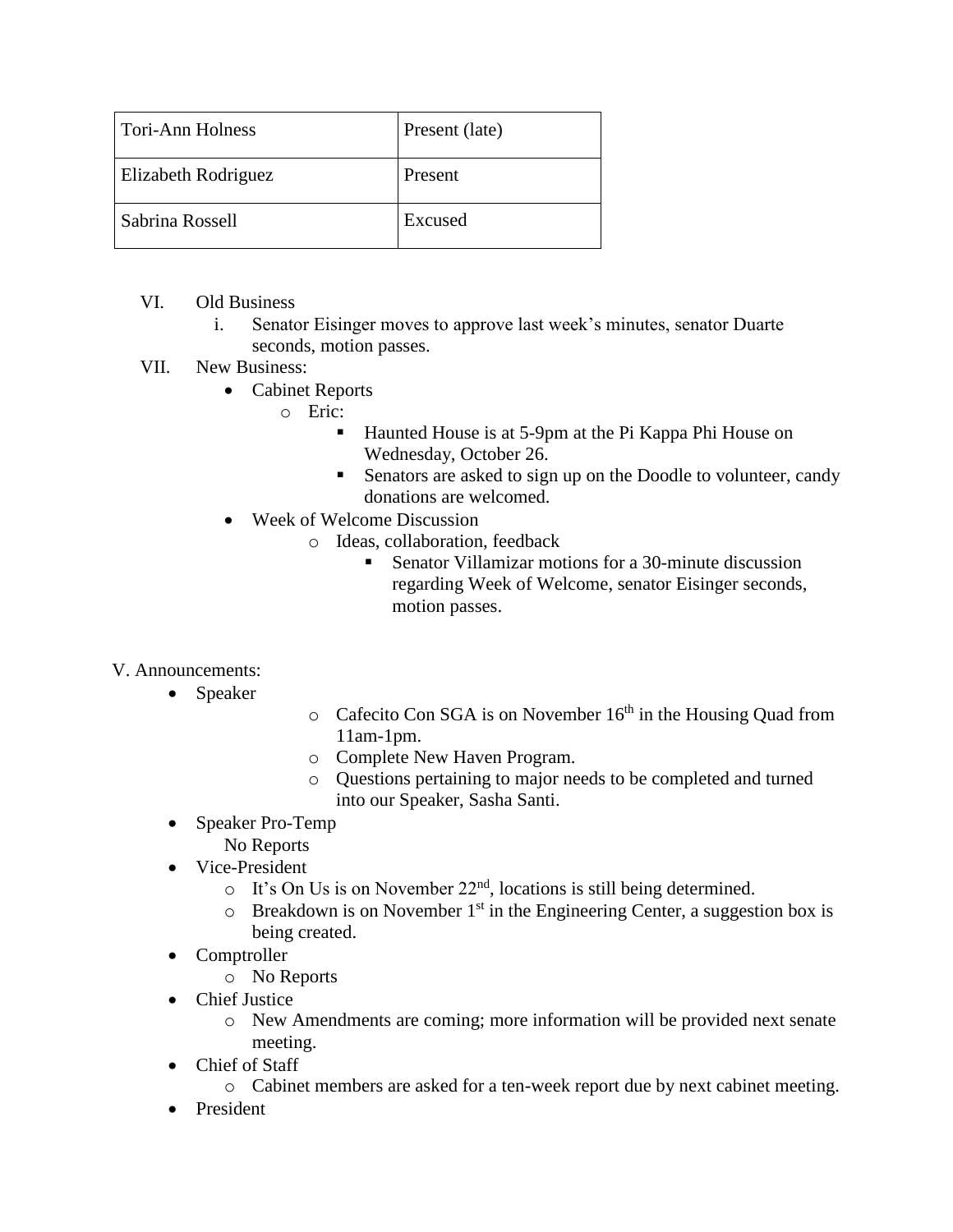| Tori-Ann Holness | Present (late) |
| --- | --- |
| Elizabeth Rodriguez | Present |
| Sabrina Rossell | Excused |

VI. Old Business
   i. Senator Eisinger moves to approve last week's minutes, senator Duarte seconds, motion passes.

VII. New Business:
- Cabinet Reports
  - Eric:
    - Haunted House is at 5-9pm at the Pi Kappa Phi House on Wednesday, October 26.
    - Senators are asked to sign up on the Doodle to volunteer, candy donations are welcomed.
- Week of Welcome Discussion
  - Ideas, collaboration, feedback
    - Senator Villamizar motions for a 30-minute discussion regarding Week of Welcome, senator Eisinger seconds, motion passes.

V. Announcements:
- Speaker
  - Cafecito Con SGA is on November 16th in the Housing Quad from 11am-1pm.
  - Complete New Haven Program.
  - Questions pertaining to major needs to be completed and turned into our Speaker, Sasha Santi.
- Speaker Pro-Temp
  No Reports
- Vice-President
  - It's On Us is on November 22nd, locations is still being determined.
  - Breakdown is on November 1st in the Engineering Center, a suggestion box is being created.
- Comptroller
  - No Reports
- Chief Justice
  - New Amendments are coming; more information will be provided next senate meeting.
- Chief of Staff
  - Cabinet members are asked for a ten-week report due by next cabinet meeting.
- President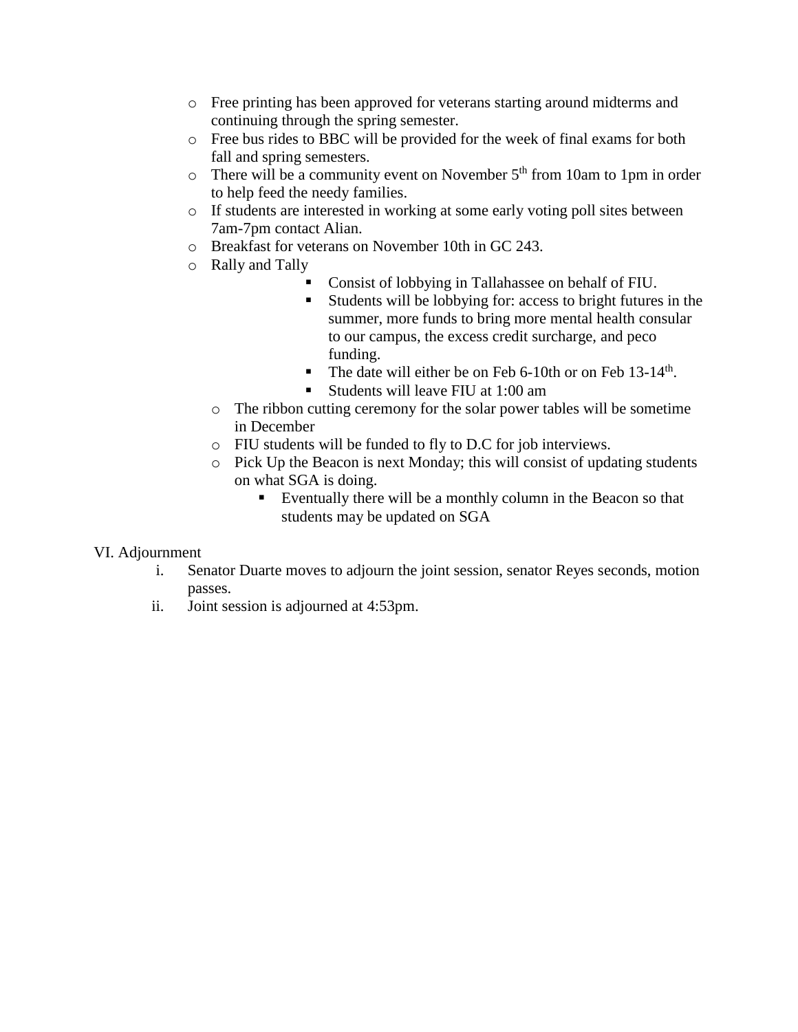- Free printing has been approved for veterans starting around midterms and continuing through the spring semester.
- Free bus rides to BBC will be provided for the week of final exams for both fall and spring semesters.
- There will be a community event on November 5th from 10am to 1pm in order to help feed the needy families.
- If students are interested in working at some early voting poll sites between 7am-7pm contact Alian.
- Breakfast for veterans on November 10th in GC 243.
- Rally and Tally
  - Consist of lobbying in Tallahassee on behalf of FIU.
  - Students will be lobbying for: access to bright futures in the summer, more funds to bring more mental health consular to our campus, the excess credit surcharge, and peco funding.
  - The date will either be on Feb 6-10th or on Feb 13-14th.
  - Students will leave FIU at 1:00 am
- The ribbon cutting ceremony for the solar power tables will be sometime in December
- FIU students will be funded to fly to D.C for job interviews.
- Pick Up the Beacon is next Monday; this will consist of updating students on what SGA is doing.
  - Eventually there will be a monthly column in the Beacon so that students may be updated on SGA

VI. Adjournment

i. Senator Duarte moves to adjourn the joint session, senator Reyes seconds, motion passes.

ii. Joint session is adjourned at 4:53pm.